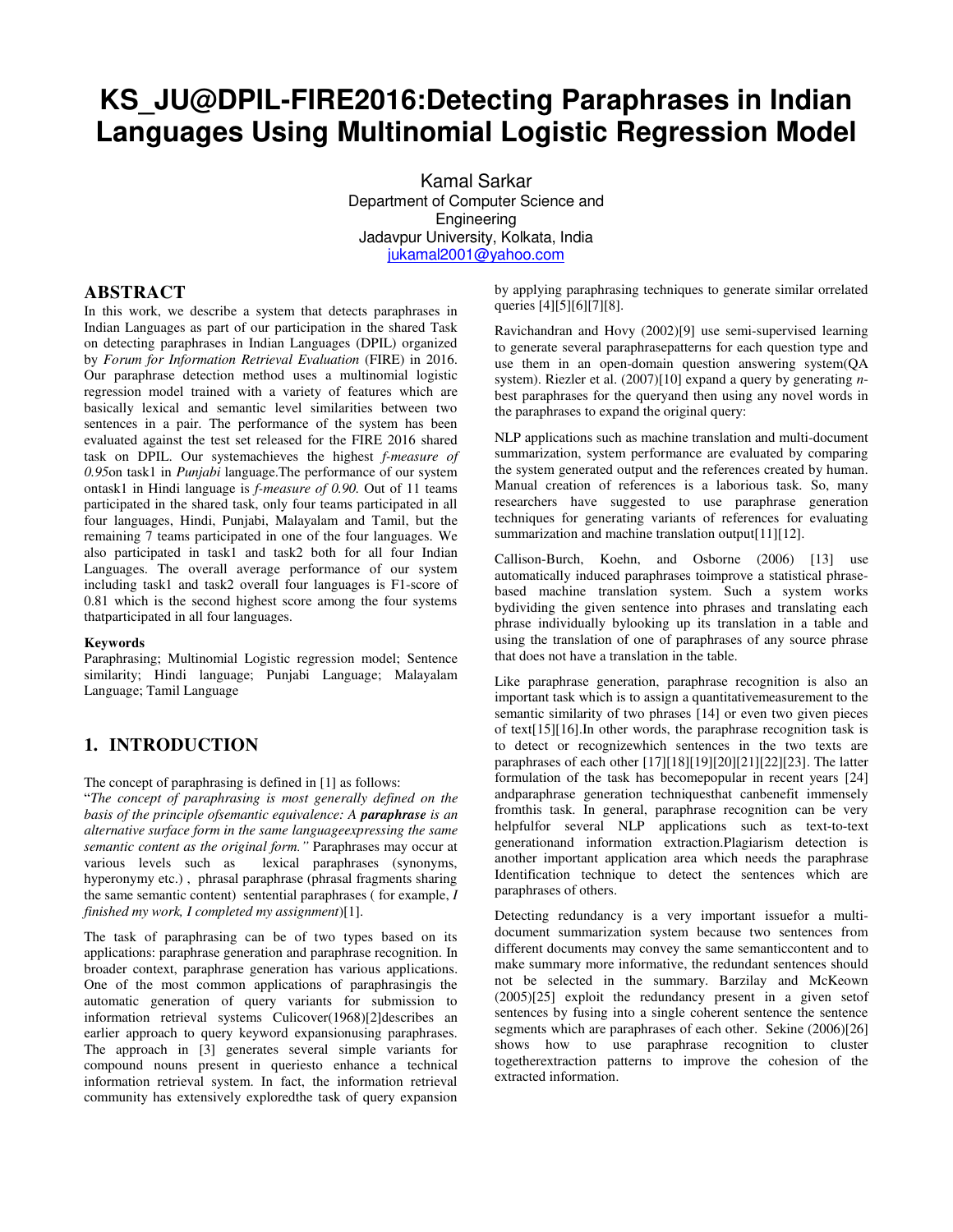# KS_JU@DPIL-FIRE2016:Detecting Paraphrases in Indian Languages Using Multinomial Logistic Regression Model

Kamal Sarkar
Department of Computer Science and Engineering
Jadavpur University, Kolkata, India
jukamal2001@yahoo.com

## ABSTRACT

In this work, we describe a system that detects paraphrases in Indian Languages as part of our participation in the shared Task on detecting paraphrases in Indian Languages (DPIL) organized by *Forum for Information Retrieval Evaluation* (FIRE) in 2016. Our paraphrase detection method uses a multinomial logistic regression model trained with a variety of features which are basically lexical and semantic level similarities between two sentences in a pair. The performance of the system has been evaluated against the test set released for the FIRE 2016 shared task on DPIL. Our systemachieves the highest *f-measure of 0.95*on task1 in *Punjabi* language.The performance of our system ontask1 in Hindi language is *f-measure of 0.90.* Out of 11 teams participated in the shared task, only four teams participated in all four languages, Hindi, Punjabi, Malayalam and Tamil, but the remaining 7 teams participated in one of the four languages. We also participated in task1 and task2 both for all four Indian Languages. The overall average performance of our system including task1 and task2 overall four languages is F1-score of 0.81 which is the second highest score among the four systems thatparticipated in all four languages.

### Keywords

Paraphrasing; Multinomial Logistic regression model; Sentence similarity; Hindi language; Punjabi Language; Malayalam Language; Tamil Language

## 1. INTRODUCTION

The concept of paraphrasing is defined in [1] as follows:
"*The concept of paraphrasing is most generally defined on the basis of the principle ofsemantic equivalence: A **paraphrase** is an alternative surface form in the same languageexpressing the same semantic content as the original form."* Paraphrases may occur at various levels such as lexical paraphrases (synonyms, hyperonymy etc.) , phrasal paraphrase (phrasal fragments sharing the same semantic content) sentential paraphrases ( for example, *I finished my work, I completed my assignment*)[1].

The task of paraphrasing can be of two types based on its applications: paraphrase generation and paraphrase recognition. In broader context, paraphrase generation has various applications. One of the most common applications of paraphrasingis the automatic generation of query variants for submission to information retrieval systems Culicover(1968)[2]describes an earlier approach to query keyword expansionusing paraphrases. The approach in [3] generates several simple variants for compound nouns present in queriesto enhance a technical information retrieval system. In fact, the information retrieval community has extensively exploredthe task of query expansion by applying paraphrasing techniques to generate similar orrelated queries [4][5][6][7][8].

Ravichandran and Hovy (2002)[9] use semi-supervised learning to generate several paraphrasepatterns for each question type and use them in an open-domain question answering system(QA system). Riezler et al. (2007)[10] expand a query by generating *n*-best paraphrases for the queryand then using any novel words in the paraphrases to expand the original query:

NLP applications such as machine translation and multi-document summarization, system performance are evaluated by comparing the system generated output and the references created by human. Manual creation of references is a laborious task. So, many researchers have suggested to use paraphrase generation techniques for generating variants of references for evaluating summarization and machine translation output[11][12].

Callison-Burch, Koehn, and Osborne (2006) [13] use automatically induced paraphrases toimprove a statistical phrase-based machine translation system. Such a system works bydividing the given sentence into phrases and translating each phrase individually bylooking up its translation in a table and using the translation of one of paraphrases of any source phrase that does not have a translation in the table.

Like paraphrase generation, paraphrase recognition is also an important task which is to assign a quantitativemeasurement to the semantic similarity of two phrases [14] or even two given pieces of text[15][16].In other words, the paraphrase recognition task is to detect or recognizewhich sentences in the two texts are paraphrases of each other [17][18][19][20][21][22][23]. The latter formulation of the task has becomepopular in recent years [24] andparaphrase generation techniquesthat canbenefit immensely fromthis task. In general, paraphrase recognition can be very helpfulfor several NLP applications such as text-to-text generationand information extraction.Plagiarism detection is another important application area which needs the paraphrase Identification technique to detect the sentences which are paraphrases of others.

Detecting redundancy is a very important issuefor a multi-document summarization system because two sentences from different documents may convey the same semanticcontent and to make summary more informative, the redundant sentences should not be selected in the summary. Barzilay and McKeown (2005)[25] exploit the redundancy present in a given setof sentences by fusing into a single coherent sentence the sentence segments which are paraphrases of each other. Sekine (2006)[26] shows how to use paraphrase recognition to cluster togetherextraction patterns to improve the cohesion of the extracted information.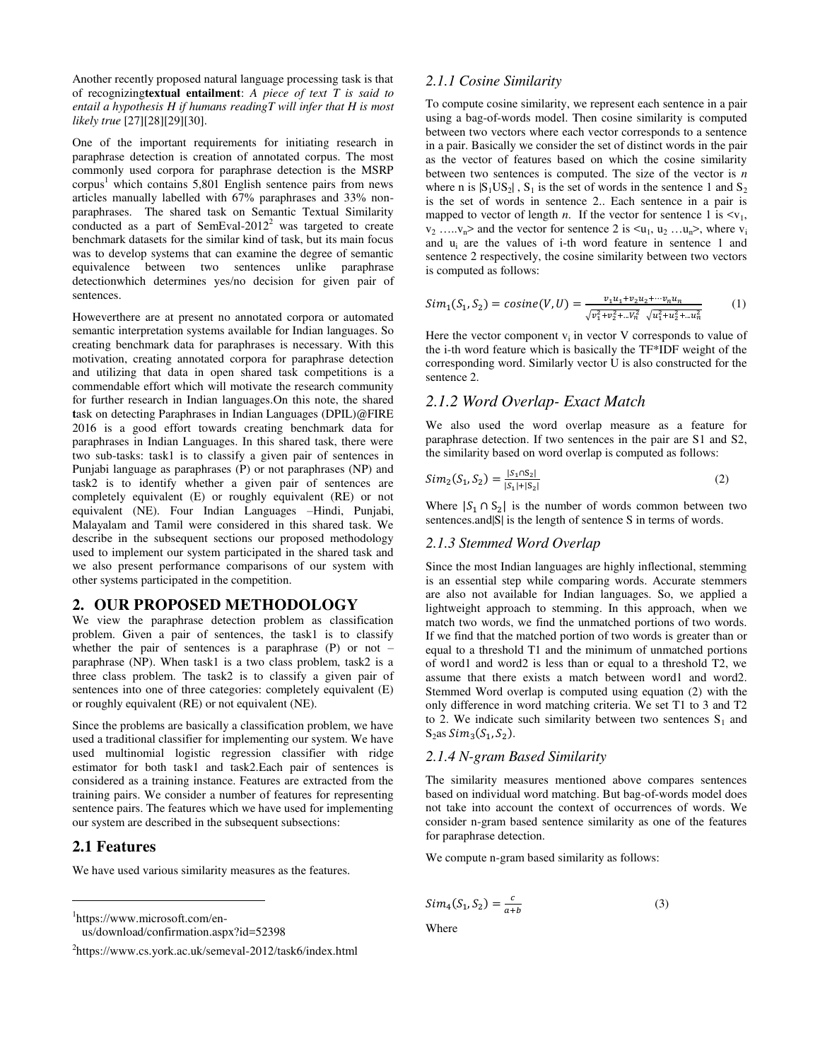Another recently proposed natural language processing task is that of recognizing**textual entailment**: *A piece of text T is said to entail a hypothesis H if humans readingT will infer that H is most likely true* [27][28][29][30].

One of the important requirements for initiating research in paraphrase detection is creation of annotated corpus. The most commonly used corpora for paraphrase detection is the MSRP corpus[1] which contains 5,801 English sentence pairs from news articles manually labelled with 67% paraphrases and 33% non-paraphrases. The shared task on Semantic Textual Similarity conducted as a part of SemEval-2012[2] was targeted to create benchmark datasets for the similar kind of task, but its main focus was to develop systems that can examine the degree of semantic equivalence between two sentences unlike paraphrase detectionwhich determines yes/no decision for given pair of sentences.

Howeverthere are at present no annotated corpora or automated semantic interpretation systems available for Indian languages. So creating benchmark data for paraphrases is necessary. With this motivation, creating annotated corpora for paraphrase detection and utilizing that data in open shared task competitions is a commendable effort which will motivate the research community for further research in Indian languages.On this note, the shared **t**ask on detecting Paraphrases in Indian Languages (DPIL)@FIRE 2016 is a good effort towards creating benchmark data for paraphrases in Indian Languages. In this shared task, there were two sub-tasks: task1 is to classify a given pair of sentences in Punjabi language as paraphrases (P) or not paraphrases (NP) and task2 is to identify whether a given pair of sentences are completely equivalent (E) or roughly equivalent (RE) or not equivalent (NE). Four Indian Languages –Hindi, Punjabi, Malayalam and Tamil were considered in this shared task. We describe in the subsequent sections our proposed methodology used to implement our system participated in the shared task and we also present performance comparisons of our system with other systems participated in the competition.

## 2. OUR PROPOSED METHODOLOGY

We view the paraphrase detection problem as classification problem. Given a pair of sentences, the task1 is to classify whether the pair of sentences is a paraphrase (P) or not – paraphrase (NP). When task1 is a two class problem, task2 is a three class problem. The task2 is to classify a given pair of sentences into one of three categories: completely equivalent (E) or roughly equivalent (RE) or not equivalent (NE).

Since the problems are basically a classification problem, we have used a traditional classifier for implementing our system. We have used multinomial logistic regression classifier with ridge estimator for both task1 and task2.Each pair of sentences is considered as a training instance. Features are extracted from the training pairs. We consider a number of features for representing sentence pairs. The features which we have used for implementing our system are described in the subsequent subsections:

### 2.1 Features

We have used various similarity measures as the features.

#### *2.1.1 Cosine Similarity*

To compute cosine similarity, we represent each sentence in a pair using a bag-of-words model. Then cosine similarity is computed between two vectors where each vector corresponds to a sentence in a pair. Basically we consider the set of distinct words in the pair as the vector of features based on which the cosine similarity between two sentences is computed. The size of the vector is *n* where n is $|S_1 \cup S_2|$ , $S_1$ is the set of words in the sentence 1 and $S_2$ is the set of words in sentence 2.. Each sentence in a pair is mapped to vector of length *n*. If the vector for sentence 1 is $<v_1, v_2 \ldots v_n>$ and the vector for sentence 2 is $<u_1, u_2 \ldots u_n>$, where $v_i$ and $u_i$ are the values of i-th word feature in sentence 1 and sentence 2 respectively, the cosine similarity between two vectors is computed as follows:

$$Sim_1(S_1, S_2) = cosine(V, U) = \frac{v_1u_1 + v_2u_2 + \cdots v_nu_n}{\sqrt{v_1^2 + v_2^2 + \ldots V_n^2}\ \sqrt{u_1^2 + u_2^2 + \ldots u_n^2}} \qquad (1)$$

Here the vector component $v_i$ in vector V corresponds to value of the i-th word feature which is basically the TF*IDF weight of the corresponding word. Similarly vector U is also constructed for the sentence 2.

#### *2.1.2 Word Overlap- Exact Match*

We also used the word overlap measure as a feature for paraphrase detection. If two sentences in the pair are S1 and S2, the similarity based on word overlap is computed as follows:

$$Sim_2(S_1, S_2) = \frac{|S_1 \cap S_2|}{|S_1| + |S_2|} \qquad (2)$$

Where $|S_1 \cap S_2|$ is the number of words common between two sentences.and|S| is the length of sentence S in terms of words.

#### *2.1.3 Stemmed Word Overlap*

Since the most Indian languages are highly inflectional, stemming is an essential step while comparing words. Accurate stemmers are also not available for Indian languages. So, we applied a lightweight approach to stemming. In this approach, when we match two words, we find the unmatched portions of two words. If we find that the matched portion of two words is greater than or equal to a threshold T1 and the minimum of unmatched portions of word1 and word2 is less than or equal to a threshold T2, we assume that there exists a match between word1 and word2. Stemmed Word overlap is computed using equation (2) with the only difference in word matching criteria. We set T1 to 3 and T2 to 2. We indicate such similarity between two sentences $S_1$ and $S_2$as $Sim_3(S_1, S_2)$.

#### *2.1.4 N-gram Based Similarity*

The similarity measures mentioned above compares sentences based on individual word matching. But bag-of-words model does not take into account the context of occurrences of words. We consider n-gram based sentence similarity as one of the features for paraphrase detection.

We compute n-gram based similarity as follows:

$$Sim_4(S_1, S_2) = \frac{c}{a+b} \qquad (3)$$

Where

[1]https://www.microsoft.com/en-us/download/confirmation.aspx?id=52398

[2]https://www.cs.york.ac.uk/semeval-2012/task6/index.html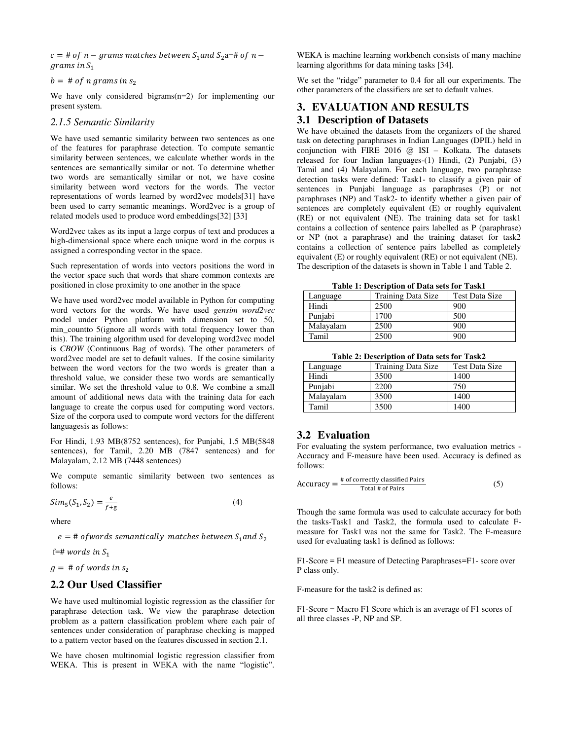$c = \#\ of\ n-grams\ matches\ between\ S_1 and\ S_2$ a=$\#\ of\ n-grams\ in\ S_1$

$b = \#\ of\ n\ grams\ in\ s_2$

We have only considered bigrams(n=2) for implementing our present system.

### *2.1.5 Semantic Similarity*

We have used semantic similarity between two sentences as one of the features for paraphrase detection. To compute semantic similarity between sentences, we calculate whether words in the sentences are semantically similar or not. To determine whether two words are semantically similar or not, we have cosine similarity between word vectors for the words. The vector representations of words learned by word2vec models[31] have been used to carry semantic meanings. Word2vec is a group of related models used to produce word embeddings[32] [33]

Word2vec takes as its input a large corpus of text and produces a high-dimensional space where each unique word in the corpus is assigned a corresponding vector in the space.

Such representation of words into vectors positions the word in the vector space such that words that share common contexts are positioned in close proximity to one another in the space

We have used word2vec model available in Python for computing word vectors for the words. We have used *gensim word2vec* model under Python platform with dimension set to 50, min_countto 5(ignore all words with total frequency lower than this). The training algorithm used for developing word2vec model is *CBOW* (Continuous Bag of words). The other parameters of word2vec model are set to default values. If the cosine similarity between the word vectors for the two words is greater than a threshold value, we consider these two words are semantically similar. We set the threshold value to 0.8. We combine a small amount of additional news data with the training data for each language to create the corpus used for computing word vectors. Size of the corpora used to compute word vectors for the different languagesis as follows:

For Hindi, 1.93 MB(8752 sentences), for Punjabi, 1.5 MB(5848 sentences), for Tamil, 2.20 MB (7847 sentences) and for Malayalam, 2.12 MB (7448 sentences)

We compute semantic similarity between two sentences as follows:

$$Sim_5(S_1, S_2) = \frac{e}{f+g} \qquad (4)$$

where

$e = \#\ of words\ semantically\ matches\ between\ S_1 and\ S_2$

f=$\#\ words\ in\ S_1$

$g = \#\ of\ words\ in\ s_2$

## 2.2 Our Used Classifier

We have used multinomial logistic regression as the classifier for paraphrase detection task. We view the paraphrase detection problem as a pattern classification problem where each pair of sentences under consideration of paraphrase checking is mapped to a pattern vector based on the features discussed in section 2.1.

We have chosen multinomial logistic regression classifier from WEKA. This is present in WEKA with the name "logistic". WEKA is machine learning workbench consists of many machine learning algorithms for data mining tasks [34].

We set the "ridge" parameter to 0.4 for all our experiments. The other parameters of the classifiers are set to default values.

# 3. EVALUATION AND RESULTS

## 3.1 Description of Datasets

We have obtained the datasets from the organizers of the shared task on detecting paraphrases in Indian Languages (DPIL) held in conjunction with FIRE 2016 @ ISI – Kolkata. The datasets released for four Indian languages-(1) Hindi, (2) Punjabi, (3) Tamil and (4) Malayalam. For each language, two paraphrase detection tasks were defined: Task1- to classify a given pair of sentences in Punjabi language as paraphrases (P) or not paraphrases (NP) and Task2- to identify whether a given pair of sentences are completely equivalent (E) or roughly equivalent (RE) or not equivalent (NE). The training data set for task1 contains a collection of sentence pairs labelled as P (paraphrase) or NP (not a paraphrase) and the training dataset for task2 contains a collection of sentence pairs labelled as completely equivalent (E) or roughly equivalent (RE) or not equivalent (NE). The description of the datasets is shown in Table 1 and Table 2.

**Table 1: Description of Data sets for Task1**

| Language | Training Data Size | Test Data Size |
|---|---|---|
| Hindi | 2500 | 900 |
| Punjabi | 1700 | 500 |
| Malayalam | 2500 | 900 |
| Tamil | 2500 | 900 |

**Table 2: Description of Data sets for Task2**

| Language | Training Data Size | Test Data Size |
|---|---|---|
| Hindi | 3500 | 1400 |
| Punjabi | 2200 | 750 |
| Malayalam | 3500 | 1400 |
| Tamil | 3500 | 1400 |

## 3.2 Evaluation

For evaluating the system performance, two evaluation metrics - Accuracy and F-measure have been used. Accuracy is defined as follows:

$$\text{Accuracy} = \frac{\text{\# of correctly classified Pairs}}{\text{Total \# of Pairs}} \qquad (5)$$

Though the same formula was used to calculate accuracy for both the tasks-Task1 and Task2, the formula used to calculate F-measure for Task1 was not the same for Task2. The F-measure used for evaluating task1 is defined as follows:

F1-Score = F1 measure of Detecting Paraphrases=F1- score over P class only.

F-measure for the task2 is defined as:

F1-Score = Macro F1 Score which is an average of F1 scores of all three classes -P, NP and SP.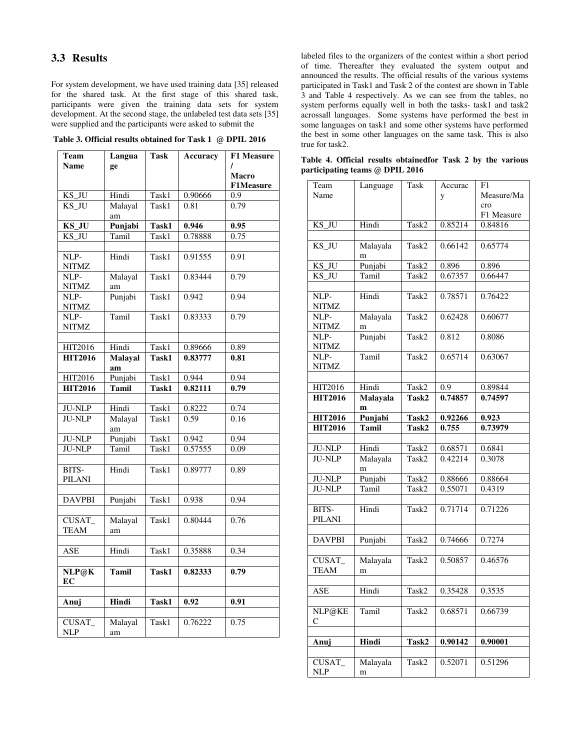## 3.3 Results

For system development, we have used training data [35] released for the shared task. At the first stage of this shared task, participants were given the training data sets for system development. At the second stage, the unlabeled test data sets [35] were supplied and the participants were asked to submit the labeled files to the organizers of the contest within a short period of time. Thereafter they evaluated the system output and announced the results. The official results of the various systems participated in Task1 and Task 2 of the contest are shown in Table 3 and Table 4 respectively. As we can see from the tables, no system performs equally well in both the tasks- task1 and task2 acrossall languages. Some systems have performed the best in some languages on task1 and some other systems have performed the best in some other languages on the same task. This is also true for task2.

**Table 3. Official results obtained for Task 1 @ DPIL 2016**

| Team Name | Language | Task | Accuracy | F1 Measure / Macro F1Measure |
|---|---|---|---|---|
| KS_JU | Hindi | Task1 | 0.90666 | 0.9 |
| KS_JU | Malayalam | Task1 | 0.81 | 0.79 |
| **KS_JU** | **Punjabi** | **Task1** | **0.946** | **0.95** |
| KS_JU | Tamil | Task1 | 0.78888 | 0.75 |
| | | | | |
| NLP-NITMZ | Hindi | Task1 | 0.91555 | 0.91 |
| NLP-NITMZ | Malayalam | Task1 | 0.83444 | 0.79 |
| NLP-NITMZ | Punjabi | Task1 | 0.942 | 0.94 |
| NLP-NITMZ | Tamil | Task1 | 0.83333 | 0.79 |
| | | | | |
| HIT2016 | Hindi | Task1 | 0.89666 | 0.89 |
| **HIT2016** | **Malayalam** | **Task1** | **0.83777** | **0.81** |
| HIT2016 | Punjabi | Task1 | 0.944 | 0.94 |
| **HIT2016** | **Tamil** | **Task1** | **0.82111** | **0.79** |
| | | | | |
| JU-NLP | Hindi | Task1 | 0.8222 | 0.74 |
| JU-NLP | Malayalam | Task1 | 0.59 | 0.16 |
| JU-NLP | Punjabi | Task1 | 0.942 | 0.94 |
| JU-NLP | Tamil | Task1 | 0.57555 | 0.09 |
| | | | | |
| BITS-PILANI | Hindi | Task1 | 0.89777 | 0.89 |
| | | | | |
| DAVPBI | Punjabi | Task1 | 0.938 | 0.94 |
| | | | | |
| CUSAT_TEAM | Malayalam | Task1 | 0.80444 | 0.76 |
| | | | | |
| ASE | Hindi | Task1 | 0.35888 | 0.34 |
| | | | | |
| **NLP@KEC** | **Tamil** | **Task1** | **0.82333** | **0.79** |
| | | | | |
| **Anuj** | **Hindi** | **Task1** | **0.92** | **0.91** |
| | | | | |
| CUSAT_NLP | Malayalam | Task1 | 0.76222 | 0.75 |

**Table 4. Official results obtainedfor Task 2 by the various participating teams @ DPIL 2016**

| Team Name | Language | Task | Accuracy | F1 Measure/Macro F1 Measure |
|---|---|---|---|---|
| KS_JU | Hindi | Task2 | 0.85214 | 0.84816 |
| | | | | |
| KS_JU | Malayalam | Task2 | 0.66142 | 0.65774 |
| KS_JU | Punjabi | Task2 | 0.896 | 0.896 |
| KS_JU | Tamil | Task2 | 0.67357 | 0.66447 |
| | | | | |
| NLP-NITMZ | Hindi | Task2 | 0.78571 | 0.76422 |
| NLP-NITMZ | Malayalam | Task2 | 0.62428 | 0.60677 |
| NLP-NITMZ | Punjabi | Task2 | 0.812 | 0.8086 |
| NLP-NITMZ | Tamil | Task2 | 0.65714 | 0.63067 |
| | | | | |
| HIT2016 | Hindi | Task2 | 0.9 | 0.89844 |
| **HIT2016** | **Malayalam** | **Task2** | **0.74857** | **0.74597** |
| **HIT2016** | **Punjabi** | **Task2** | **0.92266** | **0.923** |
| **HIT2016** | **Tamil** | **Task2** | **0.755** | **0.73979** |
| | | | | |
| JU-NLP | Hindi | Task2 | 0.68571 | 0.6841 |
| JU-NLP | Malayalam | Task2 | 0.42214 | 0.3078 |
| JU-NLP | Punjabi | Task2 | 0.88666 | 0.88664 |
| JU-NLP | Tamil | Task2 | 0.55071 | 0.4319 |
| | | | | |
| BITS-PILANI | Hindi | Task2 | 0.71714 | 0.71226 |
| | | | | |
| DAVPBI | Punjabi | Task2 | 0.74666 | 0.7274 |
| | | | | |
| CUSAT_TEAM | Malayalam | Task2 | 0.50857 | 0.46576 |
| | | | | |
| ASE | Hindi | Task2 | 0.35428 | 0.3535 |
| | | | | |
| NLP@KEC | Tamil | Task2 | 0.68571 | 0.66739 |
| | | | | |
| **Anuj** | **Hindi** | **Task2** | **0.90142** | **0.90001** |
| | | | | |
| CUSAT_NLP | Malayalam | Task2 | 0.52071 | 0.51296 |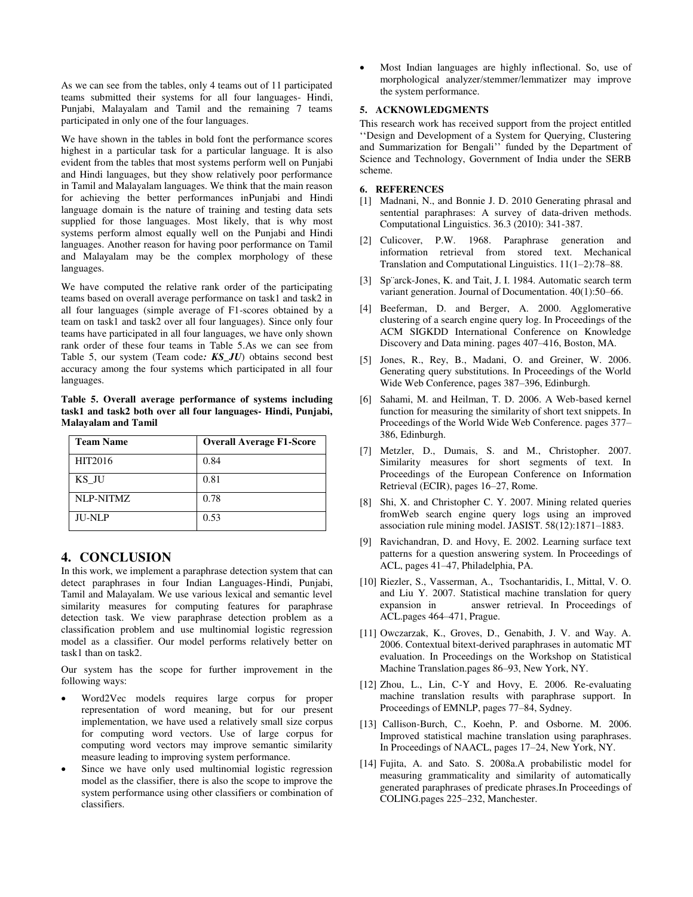As we can see from the tables, only 4 teams out of 11 participated teams submitted their systems for all four languages- Hindi, Punjabi, Malayalam and Tamil and the remaining 7 teams participated in only one of the four languages.

We have shown in the tables in bold font the performance scores highest in a particular task for a particular language. It is also evident from the tables that most systems perform well on Punjabi and Hindi languages, but they show relatively poor performance in Tamil and Malayalam languages. We think that the main reason for achieving the better performances inPunjabi and Hindi language domain is the nature of training and testing data sets supplied for those languages. Most likely, that is why most systems perform almost equally well on the Punjabi and Hindi languages. Another reason for having poor performance on Tamil and Malayalam may be the complex morphology of these languages.

We have computed the relative rank order of the participating teams based on overall average performance on task1 and task2 in all four languages (simple average of F1-scores obtained by a team on task1 and task2 over all four languages). Since only four teams have participated in all four languages, we have only shown rank order of these four teams in Table 5.As we can see from Table 5, our system (Team code*:* ***KS_JU***) obtains second best accuracy among the four systems which participated in all four languages.

**Table 5. Overall average performance of systems including task1 and task2 both over all four languages- Hindi, Punjabi, Malayalam and Tamil**

| Team Name | Overall Average F1-Score |
|---|---|
| HIT2016 | 0.84 |
| KS_JU | 0.81 |
| NLP-NITMZ | 0.78 |
| JU-NLP | 0.53 |

# 4. CONCLUSION

In this work, we implement a paraphrase detection system that can detect paraphrases in four Indian Languages-Hindi, Punjabi, Tamil and Malayalam. We use various lexical and semantic level similarity measures for computing features for paraphrase detection task. We view paraphrase detection problem as a classification problem and use multinomial logistic regression model as a classifier. Our model performs relatively better on task1 than on task2.

Our system has the scope for further improvement in the following ways:

- Word2Vec models requires large corpus for proper representation of word meaning, but for our present implementation, we have used a relatively small size corpus for computing word vectors. Use of large corpus for computing word vectors may improve semantic similarity measure leading to improving system performance.
- Since we have only used multinomial logistic regression model as the classifier, there is also the scope to improve the system performance using other classifiers or combination of classifiers.
- Most Indian languages are highly inflectional. So, use of morphological analyzer/stemmer/lemmatizer may improve the system performance.

## 5. ACKNOWLEDGMENTS

This research work has received support from the project entitled ''Design and Development of a System for Querying, Clustering and Summarization for Bengali'' funded by the Department of Science and Technology, Government of India under the SERB scheme.

## 6. REFERENCES

[1] Madnani, N., and Bonnie J. D. 2010 Generating phrasal and sentential paraphrases: A survey of data-driven methods. Computational Linguistics. 36.3 (2010): 341-387.

[2] Culicover, P.W. 1968. Paraphrase generation and information retrieval from stored text. Mechanical Translation and Computational Linguistics. 11(1–2):78–88.

[3] Sp¨arck-Jones, K. and Tait, J. I. 1984. Automatic search term variant generation. Journal of Documentation. 40(1):50–66.

[4] Beeferman, D. and Berger, A. 2000. Agglomerative clustering of a search engine query log. In Proceedings of the ACM SIGKDD International Conference on Knowledge Discovery and Data mining. pages 407–416, Boston, MA.

[5] Jones, R., Rey, B., Madani, O. and Greiner, W. 2006. Generating query substitutions. In Proceedings of the World Wide Web Conference, pages 387–396, Edinburgh.

[6] Sahami, M. and Heilman, T. D. 2006. A Web-based kernel function for measuring the similarity of short text snippets. In Proceedings of the World Wide Web Conference. pages 377–386, Edinburgh.

[7] Metzler, D., Dumais, S. and M., Christopher. 2007. Similarity measures for short segments of text. In Proceedings of the European Conference on Information Retrieval (ECIR), pages 16–27, Rome.

[8] Shi, X. and Christopher C. Y. 2007. Mining related queries fromWeb search engine query logs using an improved association rule mining model. JASIST. 58(12):1871–1883.

[9] Ravichandran, D. and Hovy, E. 2002. Learning surface text patterns for a question answering system. In Proceedings of ACL, pages 41–47, Philadelphia, PA.

[10] Riezler, S., Vasserman, A., Tsochantaridis, I., Mittal, V. O. and Liu Y. 2007. Statistical machine translation for query expansion in answer retrieval. In Proceedings of ACL.pages 464–471, Prague.

[11] Owczarzak, K., Groves, D., Genabith, J. V. and Way. A. 2006. Contextual bitext-derived paraphrases in automatic MT evaluation. In Proceedings on the Workshop on Statistical Machine Translation.pages 86–93, New York, NY.

[12] Zhou, L., Lin, C-Y and Hovy, E. 2006. Re-evaluating machine translation results with paraphrase support. In Proceedings of EMNLP, pages 77–84, Sydney.

[13] Callison-Burch, C., Koehn, P. and Osborne. M. 2006. Improved statistical machine translation using paraphrases. In Proceedings of NAACL, pages 17–24, New York, NY.

[14] Fujita, A. and Sato. S. 2008a.A probabilistic model for measuring grammaticality and similarity of automatically generated paraphrases of predicate phrases.In Proceedings of COLING.pages 225–232, Manchester.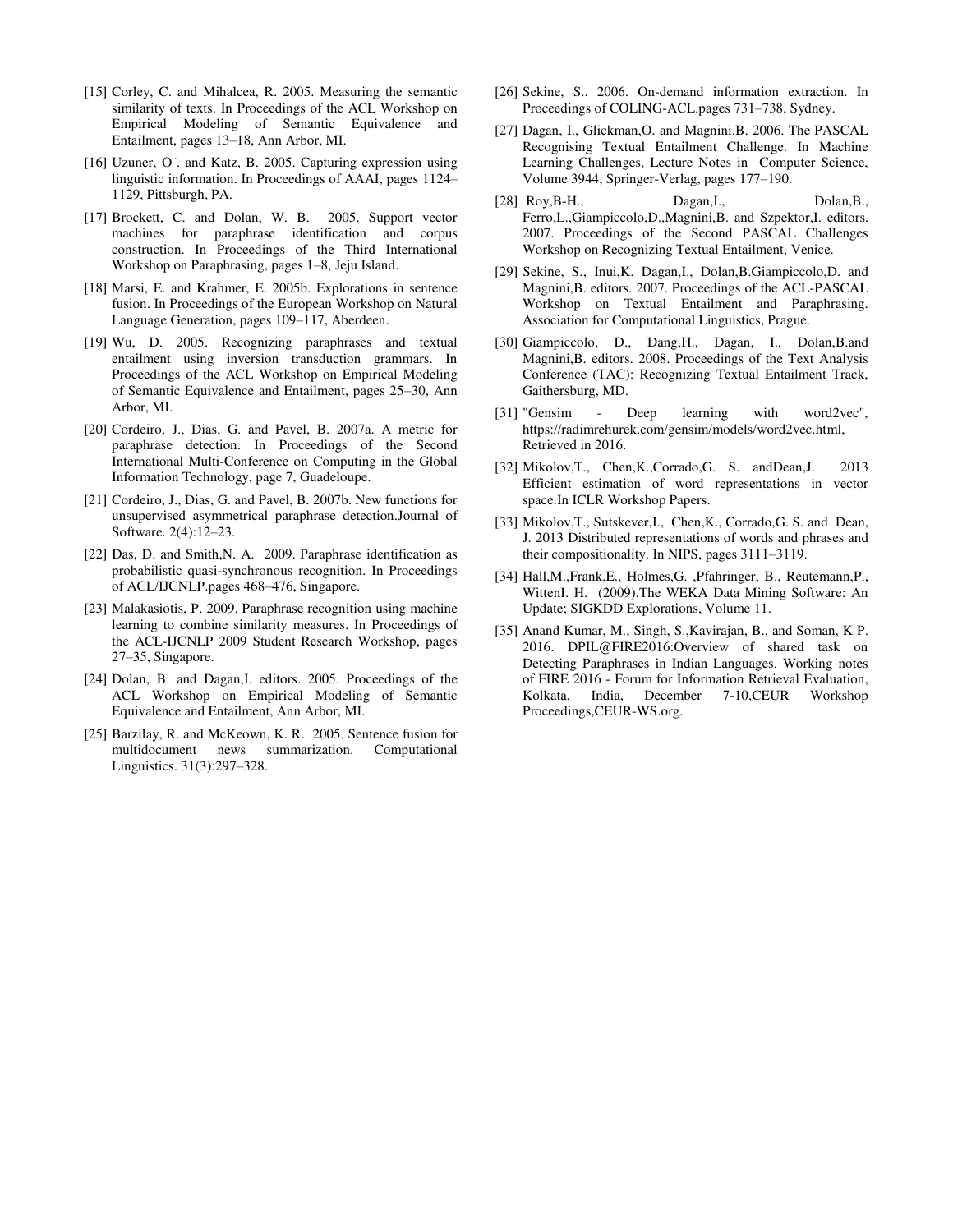[15] Corley, C. and Mihalcea, R. 2005. Measuring the semantic similarity of texts. In Proceedings of the ACL Workshop on Empirical Modeling of Semantic Equivalence and Entailment, pages 13–18, Ann Arbor, MI.

[16] Uzuner, O¨. and Katz, B. 2005. Capturing expression using linguistic information. In Proceedings of AAAI, pages 1124–1129, Pittsburgh, PA.

[17] Brockett, C. and Dolan, W. B. 2005. Support vector machines for paraphrase identification and corpus construction. In Proceedings of the Third International Workshop on Paraphrasing, pages 1–8, Jeju Island.

[18] Marsi, E. and Krahmer, E. 2005b. Explorations in sentence fusion. In Proceedings of the European Workshop on Natural Language Generation, pages 109–117, Aberdeen.

[19] Wu, D. 2005. Recognizing paraphrases and textual entailment using inversion transduction grammars. In Proceedings of the ACL Workshop on Empirical Modeling of Semantic Equivalence and Entailment, pages 25–30, Ann Arbor, MI.

[20] Cordeiro, J., Dias, G. and Pavel, B. 2007a. A metric for paraphrase detection. In Proceedings of the Second International Multi-Conference on Computing in the Global Information Technology, page 7, Guadeloupe.

[21] Cordeiro, J., Dias, G. and Pavel, B. 2007b. New functions for unsupervised asymmetrical paraphrase detection.Journal of Software. 2(4):12–23.

[22] Das, D. and Smith,N. A. 2009. Paraphrase identification as probabilistic quasi-synchronous recognition. In Proceedings of ACL/IJCNLP.pages 468–476, Singapore.

[23] Malakasiotis, P. 2009. Paraphrase recognition using machine learning to combine similarity measures. In Proceedings of the ACL-IJCNLP 2009 Student Research Workshop, pages 27–35, Singapore.

[24] Dolan, B. and Dagan,I. editors. 2005. Proceedings of the ACL Workshop on Empirical Modeling of Semantic Equivalence and Entailment, Ann Arbor, MI.

[25] Barzilay, R. and McKeown, K. R. 2005. Sentence fusion for multidocument news summarization. Computational Linguistics. 31(3):297–328.

[26] Sekine, S.. 2006. On-demand information extraction. In Proceedings of COLING-ACL.pages 731–738, Sydney.

[27] Dagan, I., Glickman,O. and Magnini.B. 2006. The PASCAL Recognising Textual Entailment Challenge. In Machine Learning Challenges, Lecture Notes in Computer Science, Volume 3944, Springer-Verlag, pages 177–190.

[28] Roy,B-H., Dagan,I., Dolan,B., Ferro,L.,Giampiccolo,D.,Magnini,B. and Szpektor,I. editors. 2007. Proceedings of the Second PASCAL Challenges Workshop on Recognizing Textual Entailment, Venice.

[29] Sekine, S., Inui,K. Dagan,I., Dolan,B.Giampiccolo,D. and Magnini,B. editors. 2007. Proceedings of the ACL-PASCAL Workshop on Textual Entailment and Paraphrasing. Association for Computational Linguistics, Prague.

[30] Giampiccolo, D., Dang,H., Dagan, I., Dolan,B.and Magnini,B. editors. 2008. Proceedings of the Text Analysis Conference (TAC): Recognizing Textual Entailment Track, Gaithersburg, MD.

[31] "Gensim - Deep learning with word2vec", https://radimrehurek.com/gensim/models/word2vec.html, Retrieved in 2016.

[32] Mikolov,T., Chen,K.,Corrado,G. S. andDean,J. 2013 Efficient estimation of word representations in vector space.In ICLR Workshop Papers.

[33] Mikolov,T., Sutskever,I., Chen,K., Corrado,G. S. and Dean, J. 2013 Distributed representations of words and phrases and their compositionality. In NIPS, pages 3111–3119.

[34] Hall,M.,Frank,E., Holmes,G. ,Pfahringer, B., Reutemann,P., WittenI. H. (2009).The WEKA Data Mining Software: An Update; SIGKDD Explorations, Volume 11.

[35] Anand Kumar, M., Singh, S.,Kavirajan, B., and Soman, K P. 2016. DPIL@FIRE2016:Overview of shared task on Detecting Paraphrases in Indian Languages. Working notes of FIRE 2016 - Forum for Information Retrieval Evaluation, Kolkata, India, December 7-10,CEUR Workshop Proceedings,CEUR-WS.org.